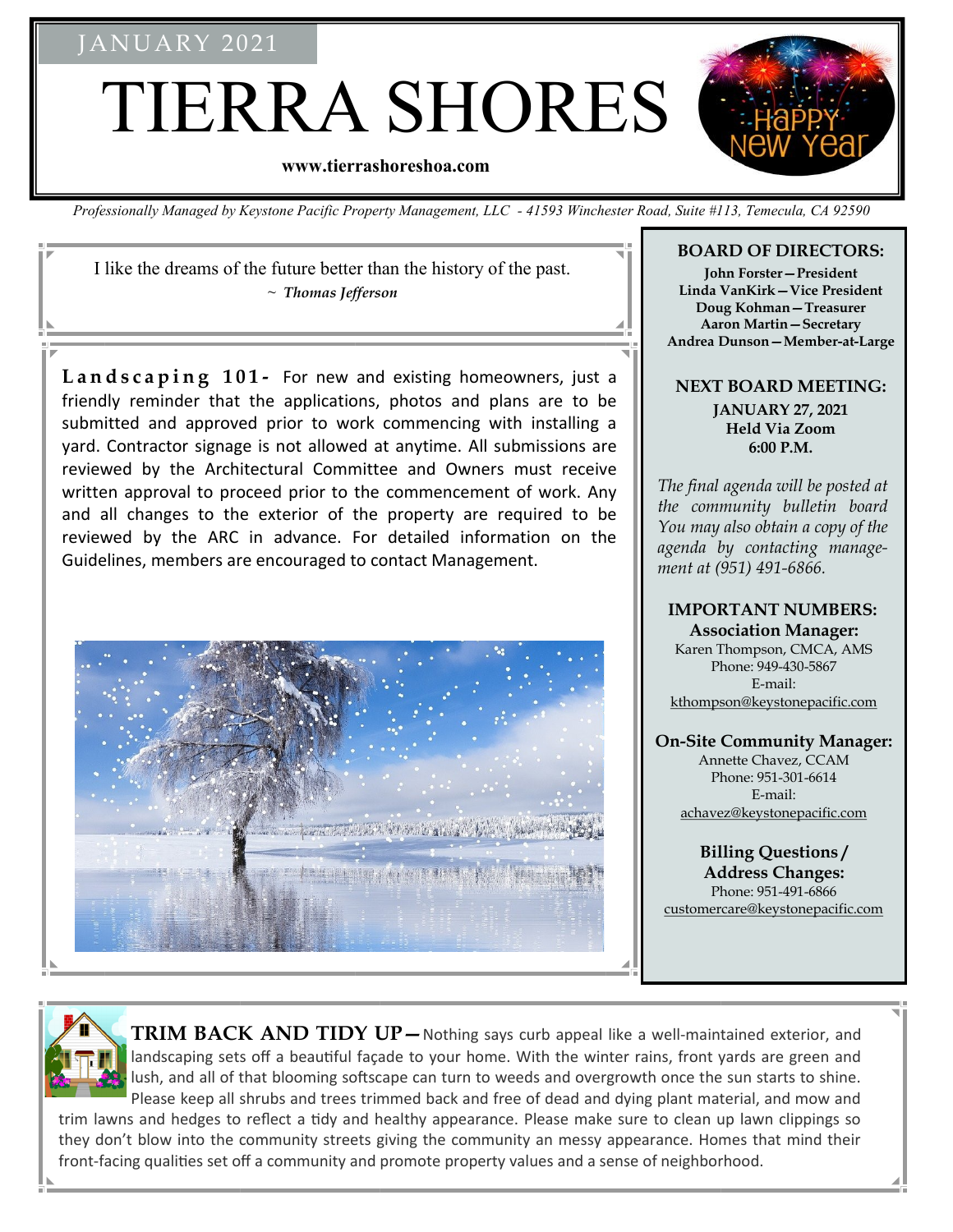JANUARY 2021

# TIERRA SHORES

**www.tierrashoreshoa.com**

*Professionally Managed by Keystone Pacific Property Management, LLC - 41593 Winchester Road, Suite #113, Temecula, CA 92590*

I like the dreams of the future better than the history of the past.
~ *Thomas Jefferson*

**Landscaping 101-** For new and existing homeowners, just a friendly reminder that the applications, photos and plans are to be submitted and approved prior to work commencing with installing a yard. Contractor signage is not allowed at anytime. All submissions are reviewed by the Architectural Committee and Owners must receive written approval to proceed prior to the commencement of work. Any and all changes to the exterior of the property are required to be reviewed by the ARC in advance. For detailed information on the Guidelines, members are encouraged to contact Management.

## BOARD OF DIRECTORS:

**John Forster—President**
**Linda VanKirk—Vice President**
**Doug Kohman—Treasurer**
**Aaron Martin—Secretary**
**Andrea Dunson—Member-at-Large**

## NEXT BOARD MEETING:

**JANUARY 27, 2021**
**Held Via Zoom**
**6:00 P.M.**

*The final agenda will be posted at the community bulletin board You may also obtain a copy of the agenda by contacting management at (951) 491-6866.*

## IMPORTANT NUMBERS:

**Association Manager:**
Karen Thompson, CMCA, AMS
Phone: 949-430-5867
E-mail:
kthompson@keystonepacific.com

**On-Site Community Manager:**
Annette Chavez, CCAM
Phone: 951-301-6614
E-mail:
achavez@keystonepacific.com

**Billing Questions / Address Changes:**
Phone: 951-491-6866
customercare@keystonepacific.com

**TRIM BACK AND TIDY UP—** Nothing says curb appeal like a well-maintained exterior, and landscaping sets off a beautiful façade to your home. With the winter rains, front yards are green and lush, and all of that blooming softscape can turn to weeds and overgrowth once the sun starts to shine. Please keep all shrubs and trees trimmed back and free of dead and dying plant material, and mow and trim lawns and hedges to reflect a tidy and healthy appearance. Please make sure to clean up lawn clippings so they don't blow into the community streets giving the community an messy appearance. Homes that mind their front-facing qualities set off a community and promote property values and a sense of neighborhood.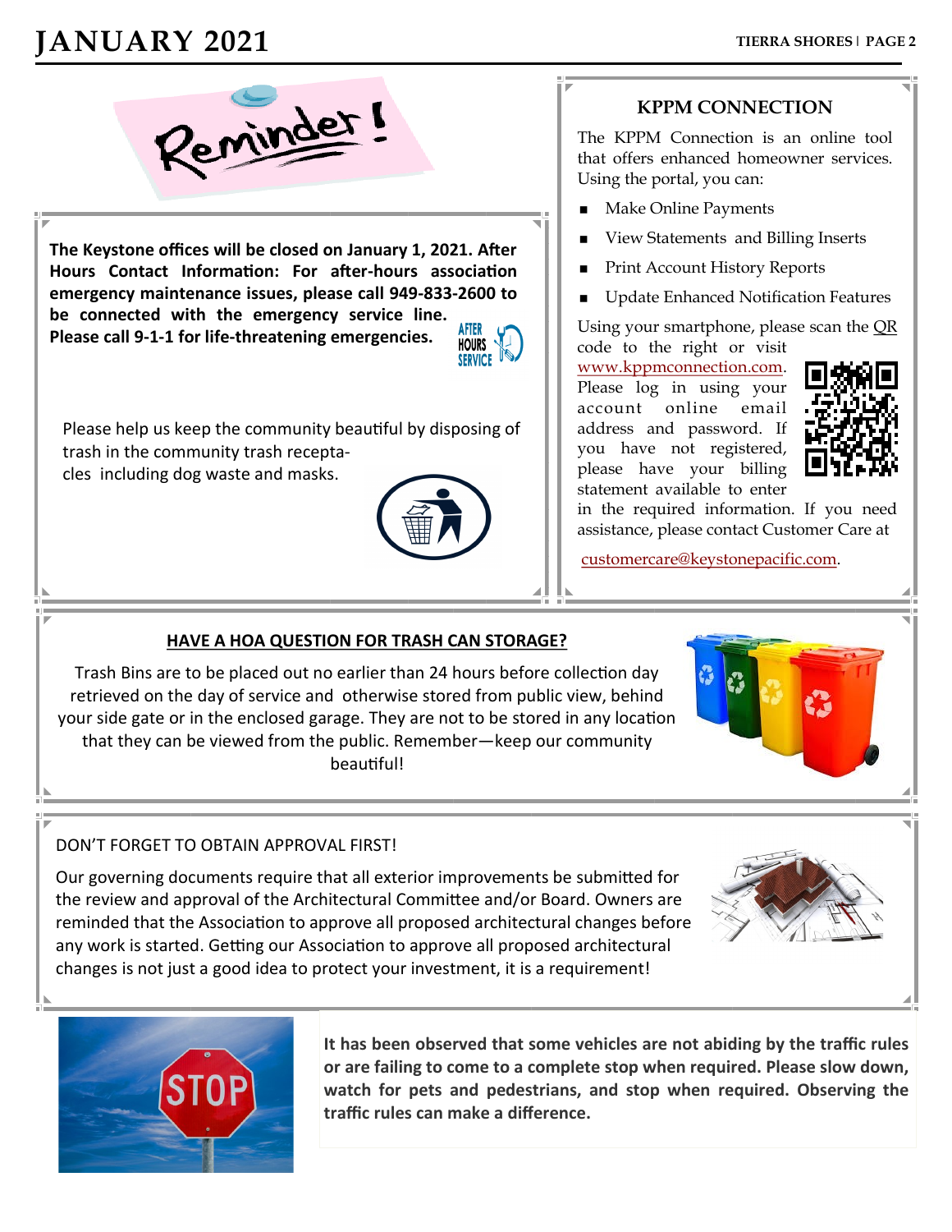Reminder!

**The Keystone offices will be closed on January 1, 2021. After Hours Contact Information: For after-hours association emergency maintenance issues, please call 949-833-2600 to be connected with the emergency service line. Please call 9-1-1 for life-threatening emergencies.**

Please help us keep the community beautiful by disposing of trash in the community trash receptacles including dog waste and masks.

## KPPM CONNECTION

The KPPM Connection is an online tool that offers enhanced homeowner services. Using the portal, you can:

- Make Online Payments
- View Statements and Billing Inserts
- Print Account History Reports
- Update Enhanced Notification Features

Using your smartphone, please scan the QR code to the right or visit www.kppmconnection.com. Please log in using your account online email address and password. If you have not registered, please have your billing statement available to enter in the required information. If you need assistance, please contact Customer Care at

customercare@keystonepacific.com.

## HAVE A HOA QUESTION FOR TRASH CAN STORAGE?

Trash Bins are to be placed out no earlier than 24 hours before collection day retrieved on the day of service and otherwise stored from public view, behind your side gate or in the enclosed garage. They are not to be stored in any location that they can be viewed from the public. Remember—keep our community beautiful!

## DON'T FORGET TO OBTAIN APPROVAL FIRST!

Our governing documents require that all exterior improvements be submitted for the review and approval of the Architectural Committee and/or Board. Owners are reminded that the Association to approve all proposed architectural changes before any work is started. Getting our Association to approve all proposed architectural changes is not just a good idea to protect your investment, it is a requirement!

**It has been observed that some vehicles are not abiding by the traffic rules or are failing to come to a complete stop when required. Please slow down, watch for pets and pedestrians, and stop when required. Observing the traffic rules can make a difference.**